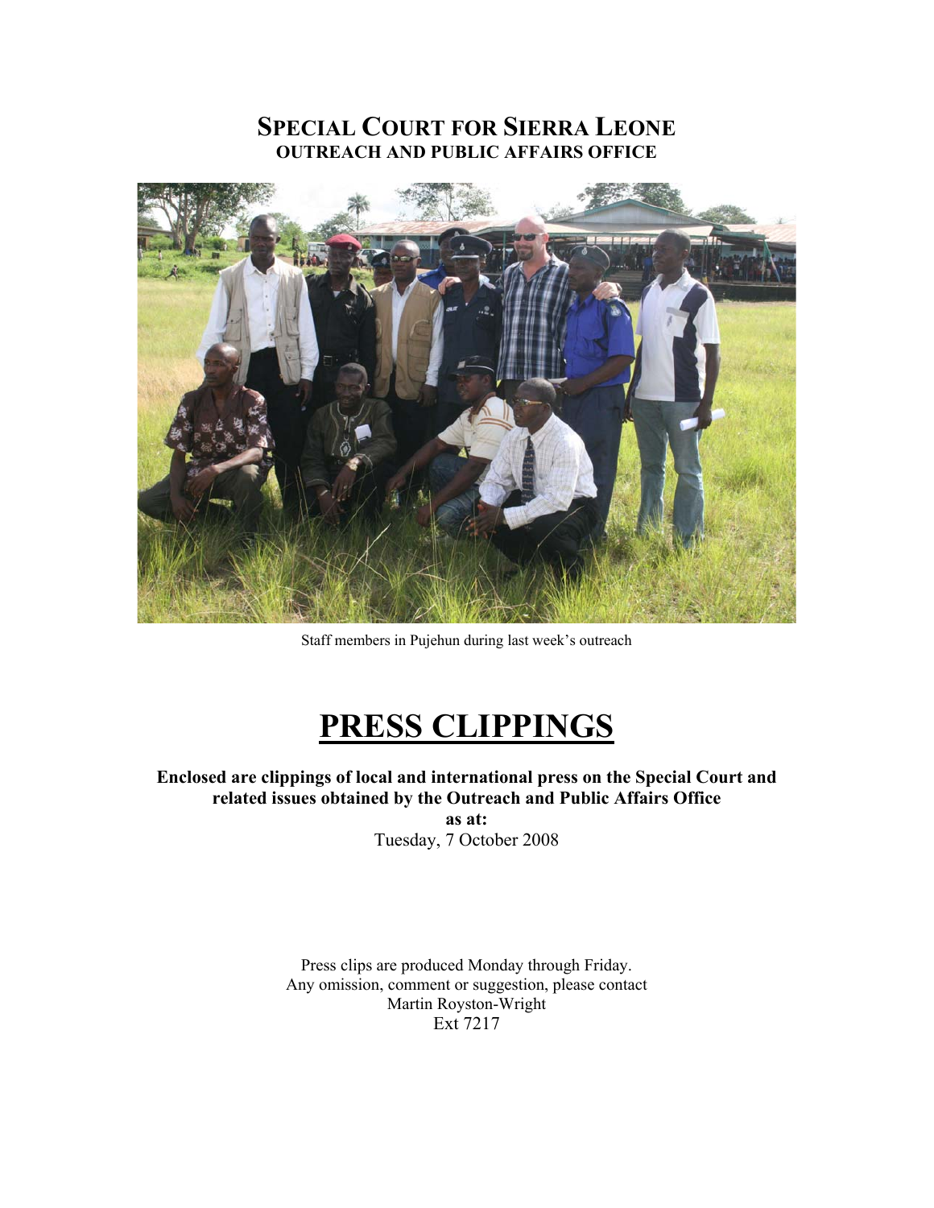# SPECIAL COURT FOR SIERRA LEONE
## OUTREACH AND PUBLIC AFFAIRS OFFICE

Staff members in Pujehun during last week's outreach

# PRESS CLIPPINGS

**Enclosed are clippings of local and international press on the Special Court and related issues obtained by the Outreach and Public Affairs Office**
**as at:**
Tuesday, 7 October 2008

Press clips are produced Monday through Friday.
Any omission, comment or suggestion, please contact
Martin Royston-Wright
Ext 7217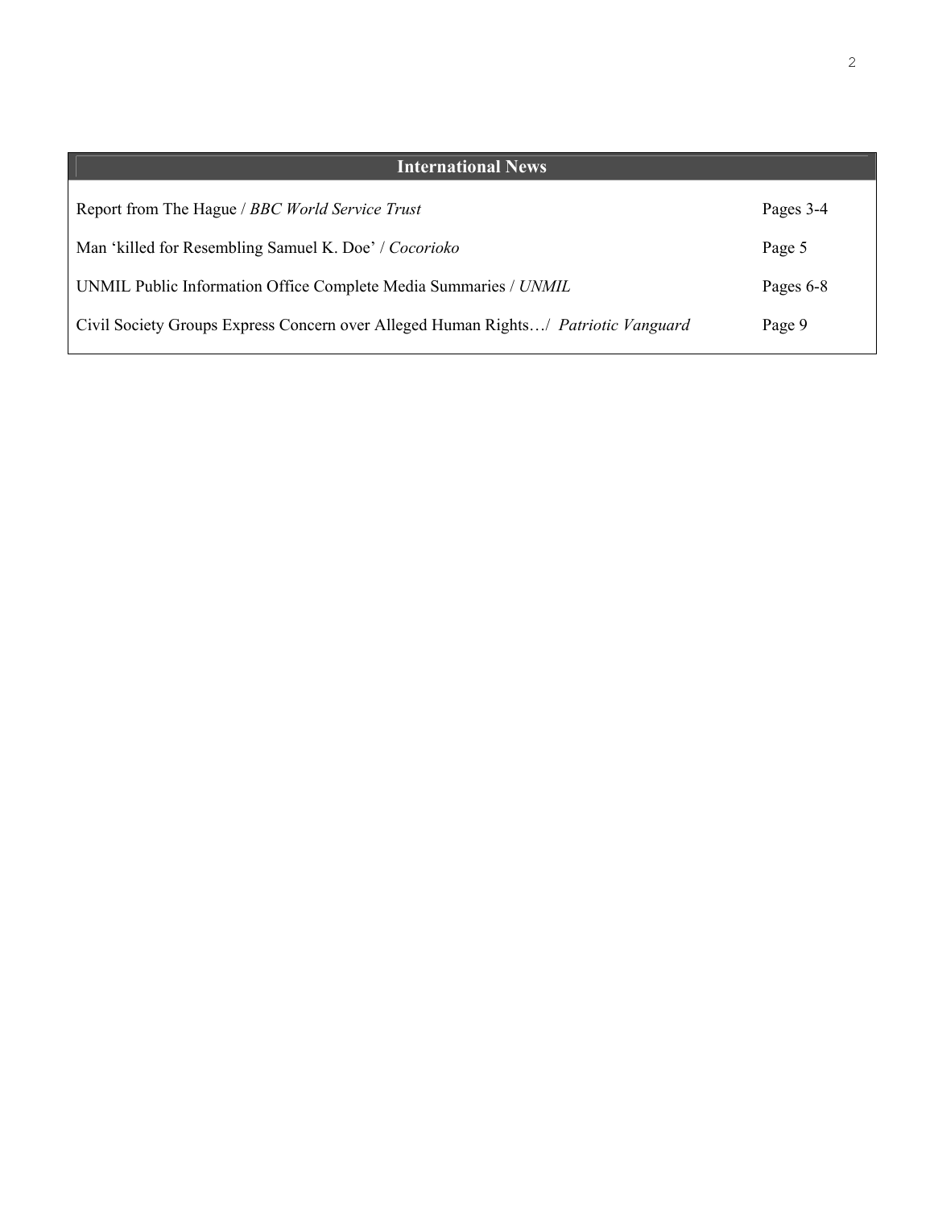## International News

| | |
|---|---|
| Report from The Hague / *BBC World Service Trust* | Pages 3-4 |
| Man 'killed for Resembling Samuel K. Doe' / *Cocorioko* | Page 5 |
| UNMIL Public Information Office Complete Media Summaries / *UNMIL* | Pages 6-8 |
| Civil Society Groups Express Concern over Alleged Human Rights…/ *Patriotic Vanguard* | Page 9 |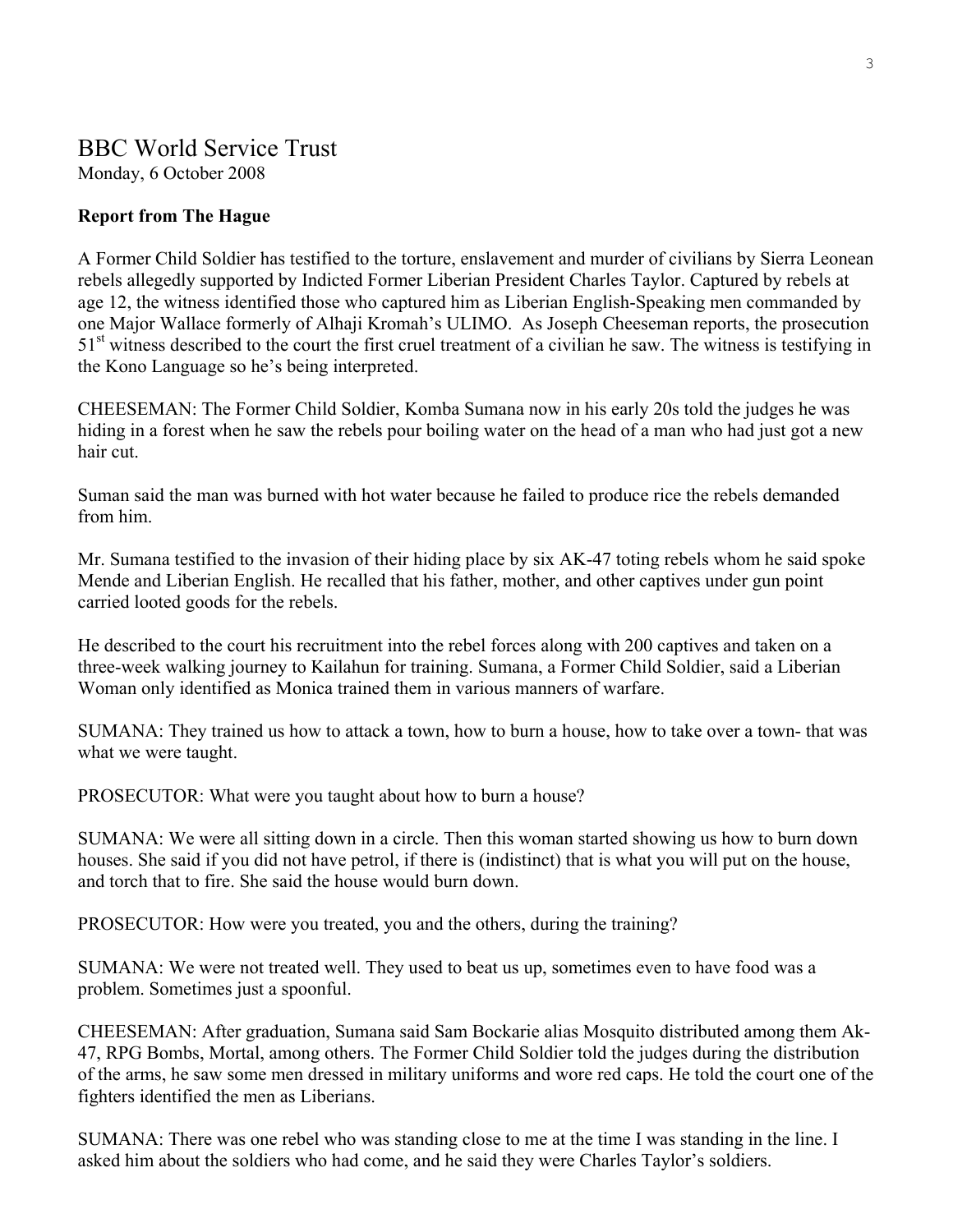# BBC World Service Trust

Monday, 6 October 2008

**Report from The Hague**

A Former Child Soldier has testified to the torture, enslavement and murder of civilians by Sierra Leonean rebels allegedly supported by Indicted Former Liberian President Charles Taylor. Captured by rebels at age 12, the witness identified those who captured him as Liberian English-Speaking men commanded by one Major Wallace formerly of Alhaji Kromah's ULIMO. As Joseph Cheeseman reports, the prosecution 51st witness described to the court the first cruel treatment of a civilian he saw. The witness is testifying in the Kono Language so he's being interpreted.

CHEESEMAN: The Former Child Soldier, Komba Sumana now in his early 20s told the judges he was hiding in a forest when he saw the rebels pour boiling water on the head of a man who had just got a new hair cut.

Suman said the man was burned with hot water because he failed to produce rice the rebels demanded from him.

Mr. Sumana testified to the invasion of their hiding place by six AK-47 toting rebels whom he said spoke Mende and Liberian English. He recalled that his father, mother, and other captives under gun point carried looted goods for the rebels.

He described to the court his recruitment into the rebel forces along with 200 captives and taken on a three-week walking journey to Kailahun for training. Sumana, a Former Child Soldier, said a Liberian Woman only identified as Monica trained them in various manners of warfare.

SUMANA: They trained us how to attack a town, how to burn a house, how to take over a town- that was what we were taught.

PROSECUTOR: What were you taught about how to burn a house?

SUMANA: We were all sitting down in a circle. Then this woman started showing us how to burn down houses. She said if you did not have petrol, if there is (indistinct) that is what you will put on the house, and torch that to fire. She said the house would burn down.

PROSECUTOR: How were you treated, you and the others, during the training?

SUMANA: We were not treated well. They used to beat us up, sometimes even to have food was a problem. Sometimes just a spoonful.

CHEESEMAN: After graduation, Sumana said Sam Bockarie alias Mosquito distributed among them Ak-47, RPG Bombs, Mortal, among others. The Former Child Soldier told the judges during the distribution of the arms, he saw some men dressed in military uniforms and wore red caps. He told the court one of the fighters identified the men as Liberians.

SUMANA: There was one rebel who was standing close to me at the time I was standing in the line. I asked him about the soldiers who had come, and he said they were Charles Taylor's soldiers.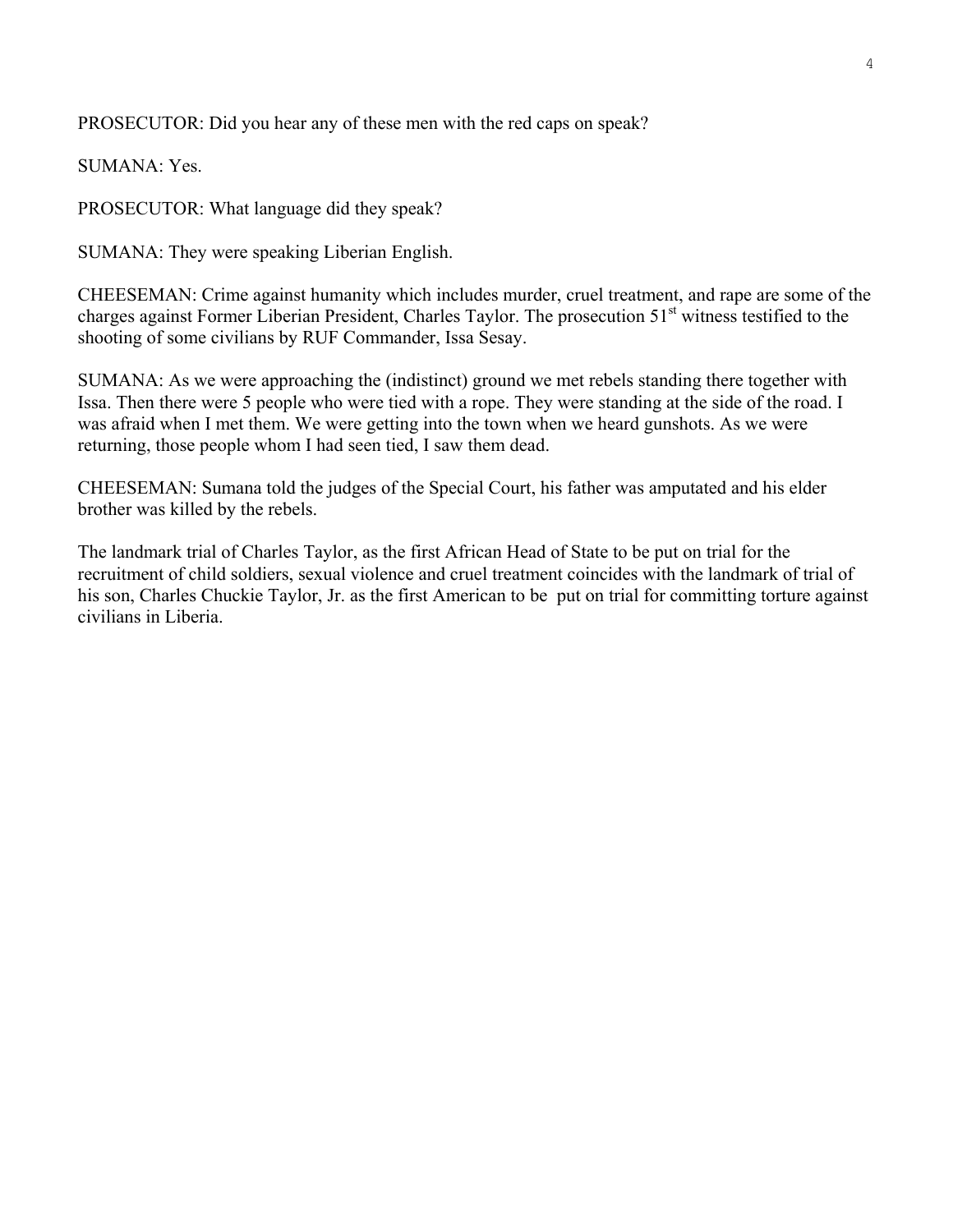PROSECUTOR: Did you hear any of these men with the red caps on speak?

SUMANA: Yes.

PROSECUTOR: What language did they speak?

SUMANA: They were speaking Liberian English.

CHEESEMAN: Crime against humanity which includes murder, cruel treatment, and rape are some of the charges against Former Liberian President, Charles Taylor. The prosecution 51st witness testified to the shooting of some civilians by RUF Commander, Issa Sesay.

SUMANA: As we were approaching the (indistinct) ground we met rebels standing there together with Issa. Then there were 5 people who were tied with a rope. They were standing at the side of the road. I was afraid when I met them. We were getting into the town when we heard gunshots. As we were returning, those people whom I had seen tied, I saw them dead.

CHEESEMAN: Sumana told the judges of the Special Court, his father was amputated and his elder brother was killed by the rebels.

The landmark trial of Charles Taylor, as the first African Head of State to be put on trial for the recruitment of child soldiers, sexual violence and cruel treatment coincides with the landmark of trial of his son, Charles Chuckie Taylor, Jr. as the first American to be put on trial for committing torture against civilians in Liberia.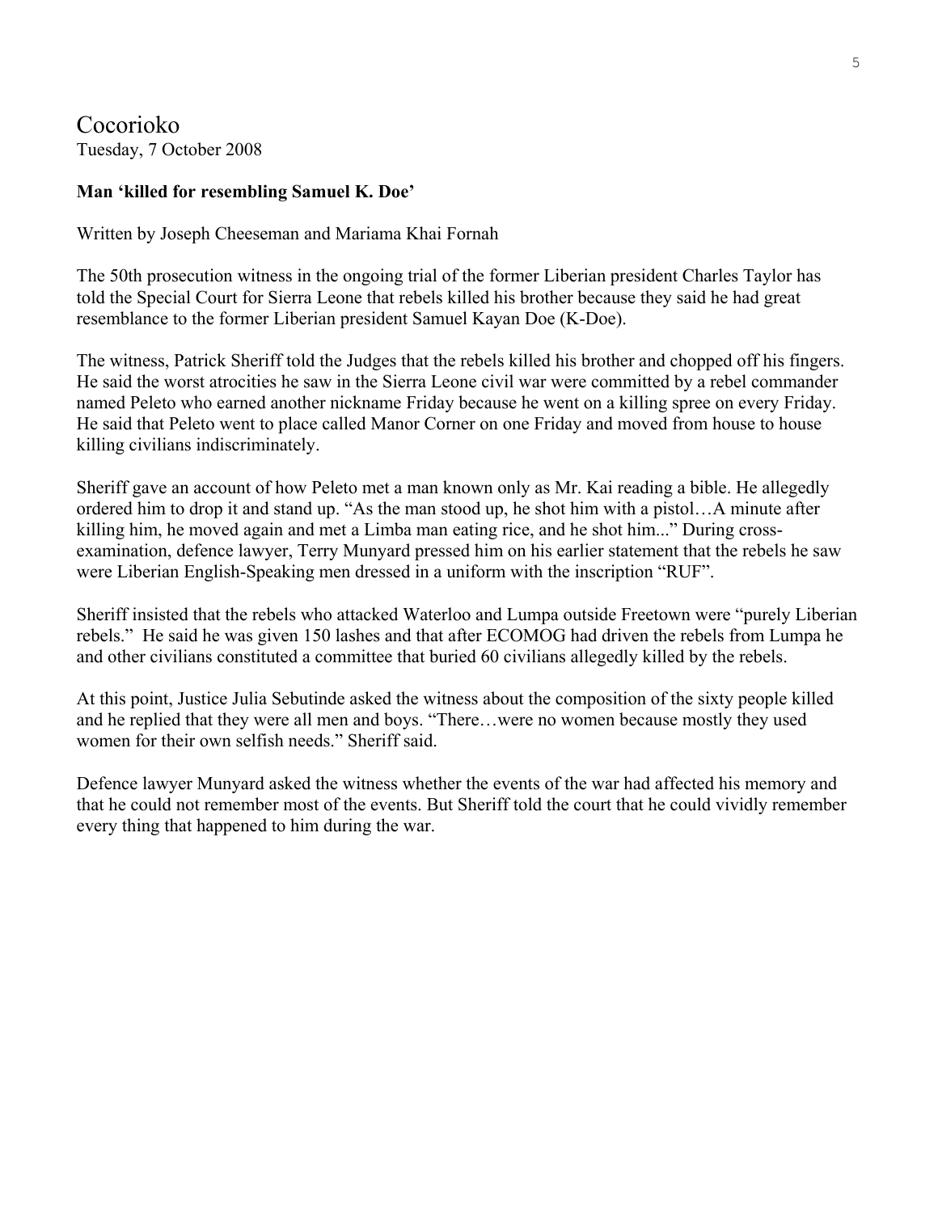Cocorioko
Tuesday, 7 October 2008

**Man 'killed for resembling Samuel K. Doe'**

Written by Joseph Cheeseman and Mariama Khai Fornah

The 50th prosecution witness in the ongoing trial of the former Liberian president Charles Taylor has told the Special Court for Sierra Leone that rebels killed his brother because they said he had great resemblance to the former Liberian president Samuel Kayan Doe (K-Doe).

The witness, Patrick Sheriff told the Judges that the rebels killed his brother and chopped off his fingers. He said the worst atrocities he saw in the Sierra Leone civil war were committed by a rebel commander named Peleto who earned another nickname Friday because he went on a killing spree on every Friday. He said that Peleto went to place called Manor Corner on one Friday and moved from house to house killing civilians indiscriminately.

Sheriff gave an account of how Peleto met a man known only as Mr. Kai reading a bible. He allegedly ordered him to drop it and stand up. "As the man stood up, he shot him with a pistol…A minute after killing him, he moved again and met a Limba man eating rice, and he shot him..." During cross-examination, defence lawyer, Terry Munyard pressed him on his earlier statement that the rebels he saw were Liberian English-Speaking men dressed in a uniform with the inscription "RUF".

Sheriff insisted that the rebels who attacked Waterloo and Lumpa outside Freetown were "purely Liberian rebels." He said he was given 150 lashes and that after ECOMOG had driven the rebels from Lumpa he and other civilians constituted a committee that buried 60 civilians allegedly killed by the rebels.

At this point, Justice Julia Sebutinde asked the witness about the composition of the sixty people killed and he replied that they were all men and boys. "There…were no women because mostly they used women for their own selfish needs." Sheriff said.

Defence lawyer Munyard asked the witness whether the events of the war had affected his memory and that he could not remember most of the events. But Sheriff told the court that he could vividly remember every thing that happened to him during the war.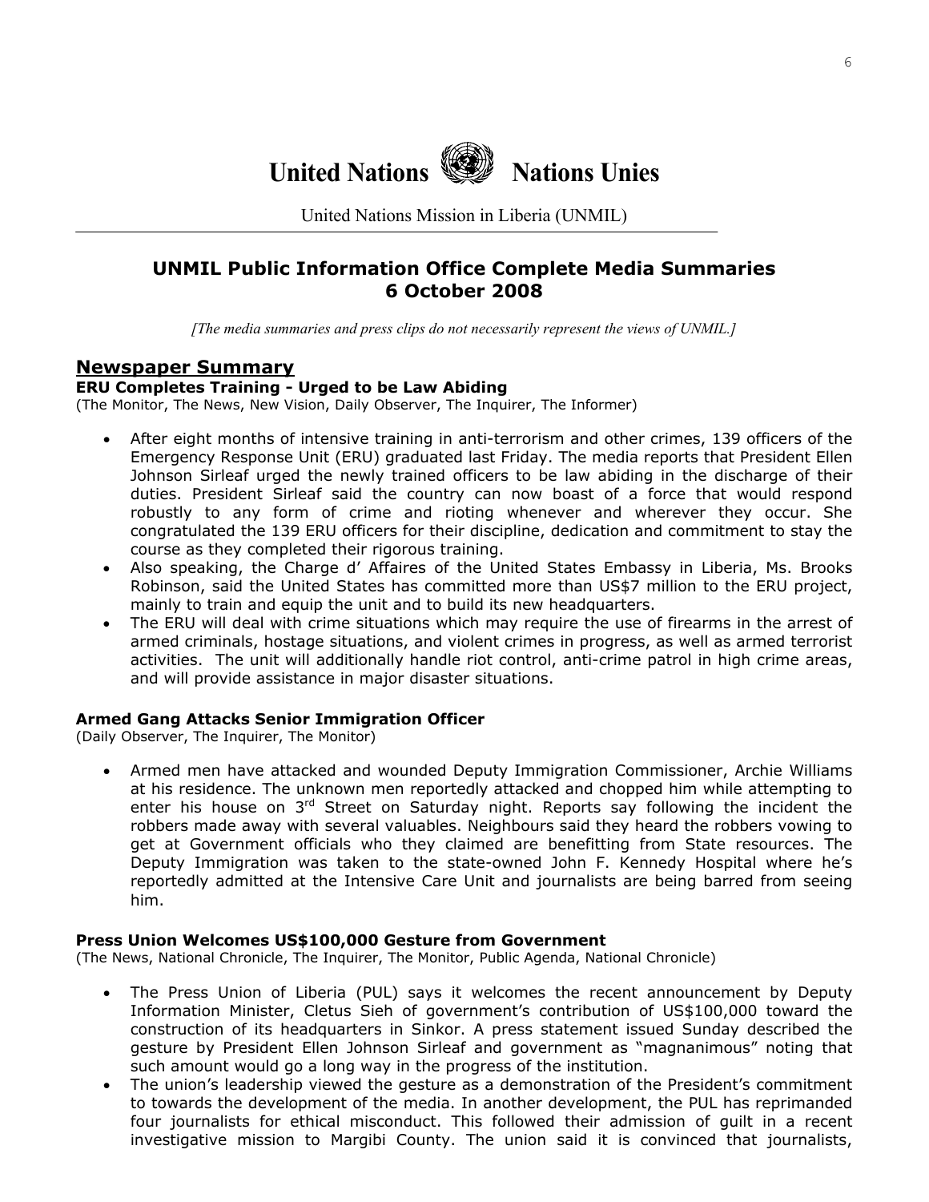# United Nations Nations Unies

United Nations Mission in Liberia (UNMIL)

## UNMIL Public Information Office Complete Media Summaries 6 October 2008

*[The media summaries and press clips do not necessarily represent the views of UNMIL.]*

## Newspaper Summary

### ERU Completes Training - Urged to be Law Abiding

(The Monitor, The News, New Vision, Daily Observer, The Inquirer, The Informer)

- After eight months of intensive training in anti-terrorism and other crimes, 139 officers of the Emergency Response Unit (ERU) graduated last Friday. The media reports that President Ellen Johnson Sirleaf urged the newly trained officers to be law abiding in the discharge of their duties. President Sirleaf said the country can now boast of a force that would respond robustly to any form of crime and rioting whenever and wherever they occur. She congratulated the 139 ERU officers for their discipline, dedication and commitment to stay the course as they completed their rigorous training.
- Also speaking, the Charge d' Affaires of the United States Embassy in Liberia, Ms. Brooks Robinson, said the United States has committed more than US$7 million to the ERU project, mainly to train and equip the unit and to build its new headquarters.
- The ERU will deal with crime situations which may require the use of firearms in the arrest of armed criminals, hostage situations, and violent crimes in progress, as well as armed terrorist activities. The unit will additionally handle riot control, anti-crime patrol in high crime areas, and will provide assistance in major disaster situations.

### Armed Gang Attacks Senior Immigration Officer

(Daily Observer, The Inquirer, The Monitor)

- Armed men have attacked and wounded Deputy Immigration Commissioner, Archie Williams at his residence. The unknown men reportedly attacked and chopped him while attempting to enter his house on 3rd Street on Saturday night. Reports say following the incident the robbers made away with several valuables. Neighbours said they heard the robbers vowing to get at Government officials who they claimed are benefitting from State resources. The Deputy Immigration was taken to the state-owned John F. Kennedy Hospital where he's reportedly admitted at the Intensive Care Unit and journalists are being barred from seeing him.

### Press Union Welcomes US$100,000 Gesture from Government

(The News, National Chronicle, The Inquirer, The Monitor, Public Agenda, National Chronicle)

- The Press Union of Liberia (PUL) says it welcomes the recent announcement by Deputy Information Minister, Cletus Sieh of government's contribution of US$100,000 toward the construction of its headquarters in Sinkor. A press statement issued Sunday described the gesture by President Ellen Johnson Sirleaf and government as "magnanimous" noting that such amount would go a long way in the progress of the institution.
- The union's leadership viewed the gesture as a demonstration of the President's commitment to towards the development of the media. In another development, the PUL has reprimanded four journalists for ethical misconduct. This followed their admission of guilt in a recent investigative mission to Margibi County. The union said it is convinced that journalists,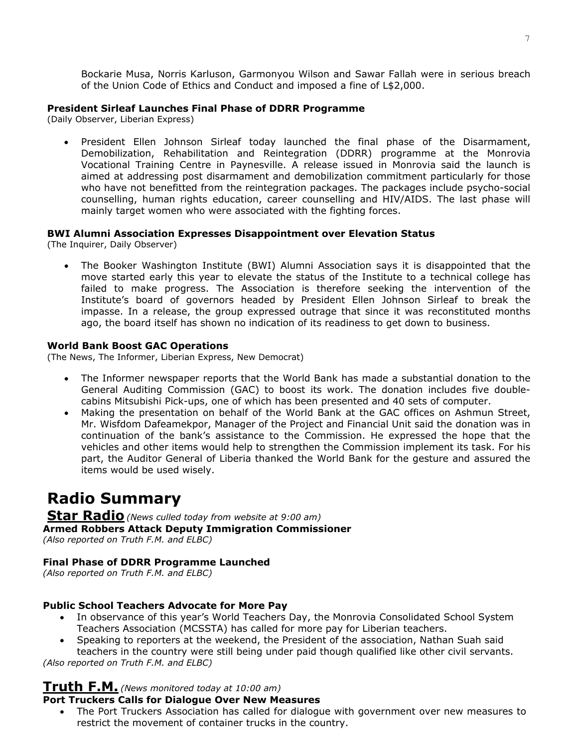Bockarie Musa, Norris Karluson, Garmonyou Wilson and Sawar Fallah were in serious breach of the Union Code of Ethics and Conduct and imposed a fine of L$2,000.

**President Sirleaf Launches Final Phase of DDRR Programme**
(Daily Observer, Liberian Express)

- President Ellen Johnson Sirleaf today launched the final phase of the Disarmament, Demobilization, Rehabilitation and Reintegration (DDRR) programme at the Monrovia Vocational Training Centre in Paynesville. A release issued in Monrovia said the launch is aimed at addressing post disarmament and demobilization commitment particularly for those who have not benefitted from the reintegration packages. The packages include psycho-social counselling, human rights education, career counselling and HIV/AIDS. The last phase will mainly target women who were associated with the fighting forces.

**BWI Alumni Association Expresses Disappointment over Elevation Status**
(The Inquirer, Daily Observer)

- The Booker Washington Institute (BWI) Alumni Association says it is disappointed that the move started early this year to elevate the status of the Institute to a technical college has failed to make progress. The Association is therefore seeking the intervention of the Institute's board of governors headed by President Ellen Johnson Sirleaf to break the impasse. In a release, the group expressed outrage that since it was reconstituted months ago, the board itself has shown no indication of its readiness to get down to business.

**World Bank Boost GAC Operations**
(The News, The Informer, Liberian Express, New Democrat)

- The Informer newspaper reports that the World Bank has made a substantial donation to the General Auditing Commission (GAC) to boost its work. The donation includes five double-cabins Mitsubishi Pick-ups, one of which has been presented and 40 sets of computer.
- Making the presentation on behalf of the World Bank at the GAC offices on Ashmun Street, Mr. Wisfdom Dafeamekpor, Manager of the Project and Financial Unit said the donation was in continuation of the bank's assistance to the Commission. He expressed the hope that the vehicles and other items would help to strengthen the Commission implement its task. For his part, the Auditor General of Liberia thanked the World Bank for the gesture and assured the items would be used wisely.

# Radio Summary

## Star Radio *(News culled today from website at 9:00 am)*

**Armed Robbers Attack Deputy Immigration Commissioner**
*(Also reported on Truth F.M. and ELBC)*

**Final Phase of DDRR Programme Launched**
*(Also reported on Truth F.M. and ELBC)*

**Public School Teachers Advocate for More Pay**

- In observance of this year's World Teachers Day, the Monrovia Consolidated School System Teachers Association (MCSSTA) has called for more pay for Liberian teachers.
- Speaking to reporters at the weekend, the President of the association, Nathan Suah said teachers in the country were still being under paid though qualified like other civil servants.

*(Also reported on Truth F.M. and ELBC)*

## Truth F.M. *(News monitored today at 10:00 am)*

**Port Truckers Calls for Dialogue Over New Measures**

- The Port Truckers Association has called for dialogue with government over new measures to restrict the movement of container trucks in the country.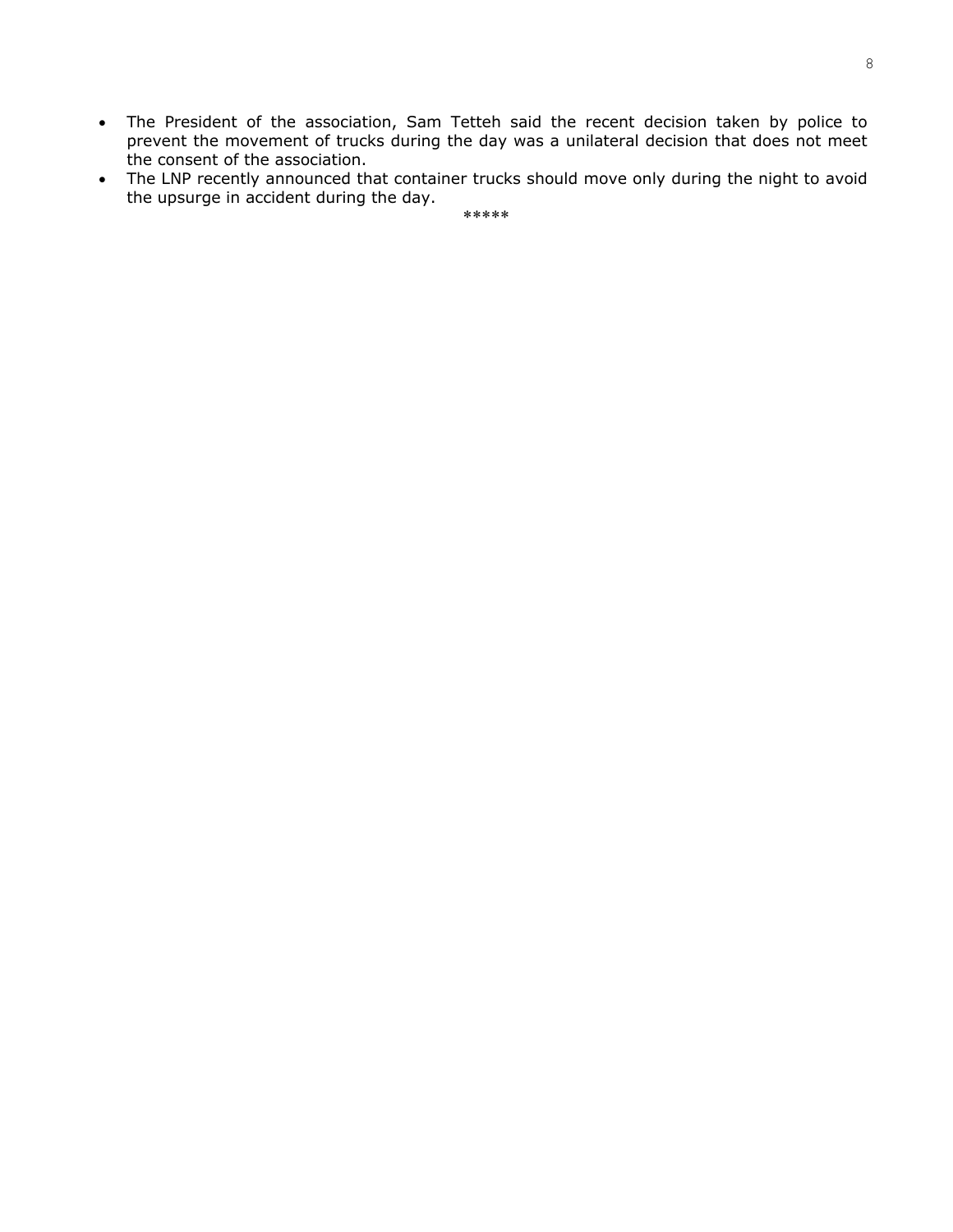- The President of the association, Sam Tetteh said the recent decision taken by police to prevent the movement of trucks during the day was a unilateral decision that does not meet the consent of the association.
- The LNP recently announced that container trucks should move only during the night to avoid the upsurge in accident during the day.

*****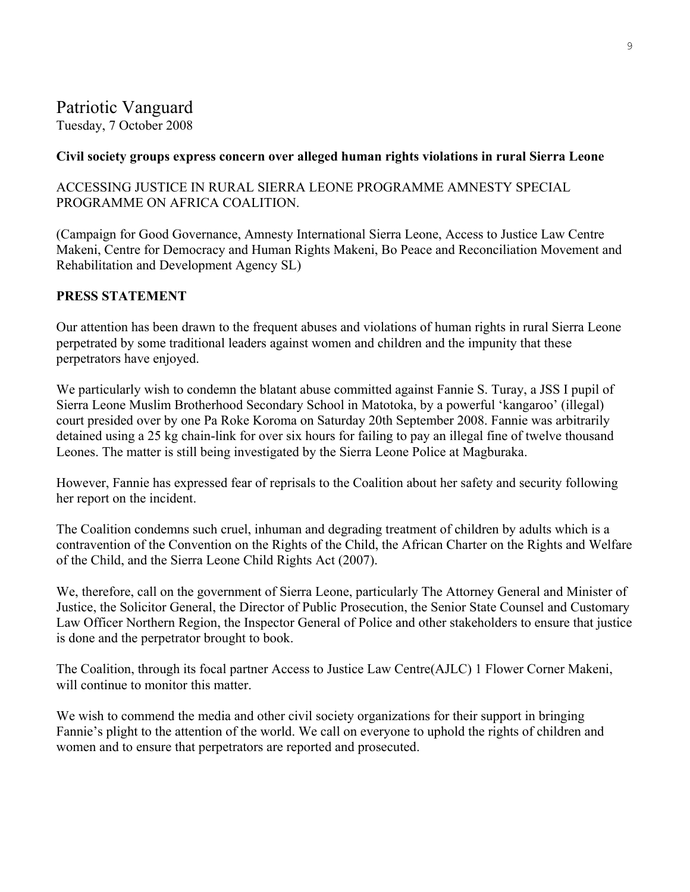# Patriotic Vanguard

Tuesday, 7 October 2008

**Civil society groups express concern over alleged human rights violations in rural Sierra Leone**

ACCESSING JUSTICE IN RURAL SIERRA LEONE PROGRAMME AMNESTY SPECIAL PROGRAMME ON AFRICA COALITION.

(Campaign for Good Governance, Amnesty International Sierra Leone, Access to Justice Law Centre Makeni, Centre for Democracy and Human Rights Makeni, Bo Peace and Reconciliation Movement and Rehabilitation and Development Agency SL)

**PRESS STATEMENT**

Our attention has been drawn to the frequent abuses and violations of human rights in rural Sierra Leone perpetrated by some traditional leaders against women and children and the impunity that these perpetrators have enjoyed.

We particularly wish to condemn the blatant abuse committed against Fannie S. Turay, a JSS I pupil of Sierra Leone Muslim Brotherhood Secondary School in Matotoka, by a powerful 'kangaroo' (illegal) court presided over by one Pa Roke Koroma on Saturday 20th September 2008. Fannie was arbitrarily detained using a 25 kg chain-link for over six hours for failing to pay an illegal fine of twelve thousand Leones. The matter is still being investigated by the Sierra Leone Police at Magburaka.

However, Fannie has expressed fear of reprisals to the Coalition about her safety and security following her report on the incident.

The Coalition condemns such cruel, inhuman and degrading treatment of children by adults which is a contravention of the Convention on the Rights of the Child, the African Charter on the Rights and Welfare of the Child, and the Sierra Leone Child Rights Act (2007).

We, therefore, call on the government of Sierra Leone, particularly The Attorney General and Minister of Justice, the Solicitor General, the Director of Public Prosecution, the Senior State Counsel and Customary Law Officer Northern Region, the Inspector General of Police and other stakeholders to ensure that justice is done and the perpetrator brought to book.

The Coalition, through its focal partner Access to Justice Law Centre(AJLC) 1 Flower Corner Makeni, will continue to monitor this matter.

We wish to commend the media and other civil society organizations for their support in bringing Fannie's plight to the attention of the world. We call on everyone to uphold the rights of children and women and to ensure that perpetrators are reported and prosecuted.